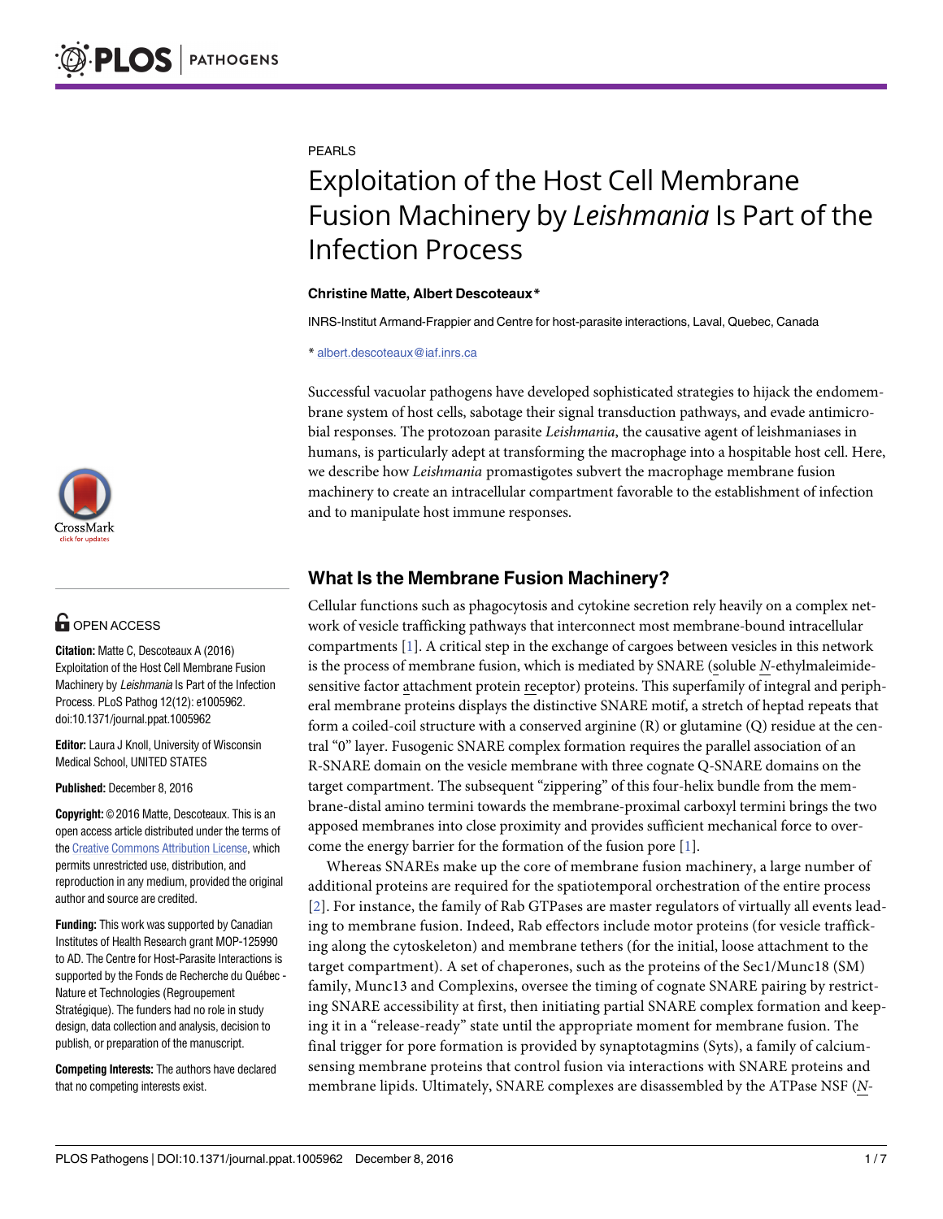PEARLS

# Exploitation of the Host Cell Membrane Fusion Machinery by *Leishmania* Is Part of the Infection Process

**Christine Matte, Albert Descoteaux***

INRS-Institut Armand-Frappier and Centre for host-parasite interactions, Laval, Quebec, Canada

* albert.descoteaux@iaf.inrs.ca

Successful vacuolar pathogens have developed sophisticated strategies to hijack the endomembrane system of host cells, sabotage their signal transduction pathways, and evade antimicrobial responses. The protozoan parasite *Leishmania*, the causative agent of leishmaniases in humans, is particularly adept at transforming the macrophage into a hospitable host cell. Here, we describe how *Leishmania* promastigotes subvert the macrophage membrane fusion machinery to create an intracellular compartment favorable to the establishment of infection and to manipulate host immune responses.

**OPEN ACCESS**

**Citation:** Matte C, Descoteaux A (2016) Exploitation of the Host Cell Membrane Fusion Machinery by *Leishmania* Is Part of the Infection Process. PLoS Pathog 12(12): e1005962. doi:10.1371/journal.ppat.1005962

**Editor:** Laura J Knoll, University of Wisconsin Medical School, UNITED STATES

**Published:** December 8, 2016

**Copyright:** © 2016 Matte, Descoteaux. This is an open access article distributed under the terms of the Creative Commons Attribution License, which permits unrestricted use, distribution, and reproduction in any medium, provided the original author and source are credited.

**Funding:** This work was supported by Canadian Institutes of Health Research grant MOP-125990 to AD. The Centre for Host-Parasite Interactions is supported by the Fonds de Recherche du Québec - Nature et Technologies (Regroupement Stratégique). The funders had no role in study design, data collection and analysis, decision to publish, or preparation of the manuscript.

**Competing Interests:** The authors have declared that no competing interests exist.

## What Is the Membrane Fusion Machinery?

Cellular functions such as phagocytosis and cytokine secretion rely heavily on a complex network of vesicle trafficking pathways that interconnect most membrane-bound intracellular compartments [1]. A critical step in the exchange of cargoes between vesicles in this network is the process of membrane fusion, which is mediated by SNARE (soluble *N*-ethylmaleimide-sensitive factor attachment protein receptor) proteins. This superfamily of integral and peripheral membrane proteins displays the distinctive SNARE motif, a stretch of heptad repeats that form a coiled-coil structure with a conserved arginine (R) or glutamine (Q) residue at the central "0" layer. Fusogenic SNARE complex formation requires the parallel association of an R-SNARE domain on the vesicle membrane with three cognate Q-SNARE domains on the target compartment. The subsequent "zippering" of this four-helix bundle from the membrane-distal amino termini towards the membrane-proximal carboxyl termini brings the two apposed membranes into close proximity and provides sufficient mechanical force to overcome the energy barrier for the formation of the fusion pore [1].

Whereas SNAREs make up the core of membrane fusion machinery, a large number of additional proteins are required for the spatiotemporal orchestration of the entire process [2]. For instance, the family of Rab GTPases are master regulators of virtually all events leading to membrane fusion. Indeed, Rab effectors include motor proteins (for vesicle trafficking along the cytoskeleton) and membrane tethers (for the initial, loose attachment to the target compartment). A set of chaperones, such as the proteins of the Sec1/Munc18 (SM) family, Munc13 and Complexins, oversee the timing of cognate SNARE pairing by restricting SNARE accessibility at first, then initiating partial SNARE complex formation and keeping it in a "release-ready" state until the appropriate moment for membrane fusion. The final trigger for pore formation is provided by synaptotagmins (Syts), a family of calcium-sensing membrane proteins that control fusion via interactions with SNARE proteins and membrane lipids. Ultimately, SNARE complexes are disassembled by the ATPase NSF (*N*-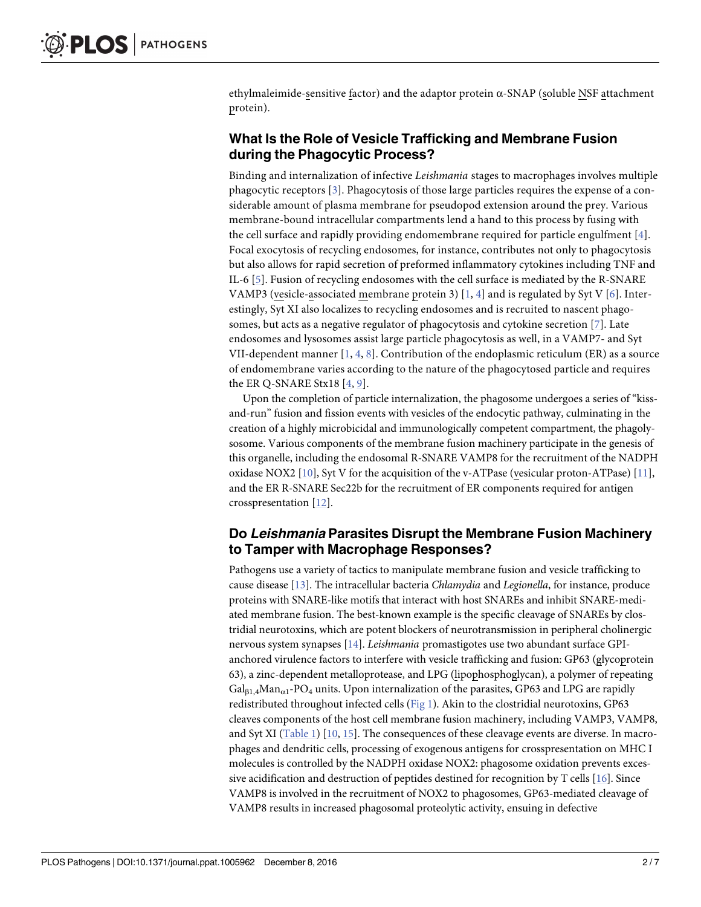ethylmaleimide-sensitive factor) and the adaptor protein α-SNAP (soluble NSF attachment protein).

## What Is the Role of Vesicle Trafficking and Membrane Fusion during the Phagocytic Process?

Binding and internalization of infective *Leishmania* stages to macrophages involves multiple phagocytic receptors [3]. Phagocytosis of those large particles requires the expense of a considerable amount of plasma membrane for pseudopod extension around the prey. Various membrane-bound intracellular compartments lend a hand to this process by fusing with the cell surface and rapidly providing endomembrane required for particle engulfment [4]. Focal exocytosis of recycling endosomes, for instance, contributes not only to phagocytosis but also allows for rapid secretion of preformed inflammatory cytokines including TNF and IL-6 [5]. Fusion of recycling endosomes with the cell surface is mediated by the R-SNARE VAMP3 (vesicle-associated membrane protein 3) [1, 4] and is regulated by Syt V [6]. Interestingly, Syt XI also localizes to recycling endosomes and is recruited to nascent phagosomes, but acts as a negative regulator of phagocytosis and cytokine secretion [7]. Late endosomes and lysosomes assist large particle phagocytosis as well, in a VAMP7- and Syt VII-dependent manner [1, 4, 8]. Contribution of the endoplasmic reticulum (ER) as a source of endomembrane varies according to the nature of the phagocytosed particle and requires the ER Q-SNARE Stx18 [4, 9].

Upon the completion of particle internalization, the phagosome undergoes a series of "kiss-and-run" fusion and fission events with vesicles of the endocytic pathway, culminating in the creation of a highly microbicidal and immunologically competent compartment, the phagolysosome. Various components of the membrane fusion machinery participate in the genesis of this organelle, including the endosomal R-SNARE VAMP8 for the recruitment of the NADPH oxidase NOX2 [10], Syt V for the acquisition of the v-ATPase (vesicular proton-ATPase) [11], and the ER R-SNARE Sec22b for the recruitment of ER components required for antigen crosspresentation [12].

## Do *Leishmania* Parasites Disrupt the Membrane Fusion Machinery to Tamper with Macrophage Responses?

Pathogens use a variety of tactics to manipulate membrane fusion and vesicle trafficking to cause disease [13]. The intracellular bacteria *Chlamydia* and *Legionella*, for instance, produce proteins with SNARE-like motifs that interact with host SNAREs and inhibit SNARE-mediated membrane fusion. The best-known example is the specific cleavage of SNAREs by clostridial neurotoxins, which are potent blockers of neurotransmission in peripheral cholinergic nervous system synapses [14]. *Leishmania* promastigotes use two abundant surface GPI-anchored virulence factors to interfere with vesicle trafficking and fusion: GP63 (glycoprotein 63), a zinc-dependent metalloprotease, and LPG (lipophosphoglycan), a polymer of repeating $Gal_{\beta1,4}Man_{\alpha1}$-$PO_4$ units. Upon internalization of the parasites, GP63 and LPG are rapidly redistributed throughout infected cells (Fig 1). Akin to the clostridial neurotoxins, GP63 cleaves components of the host cell membrane fusion machinery, including VAMP3, VAMP8, and Syt XI (Table 1) [10, 15]. The consequences of these cleavage events are diverse. In macrophages and dendritic cells, processing of exogenous antigens for crosspresentation on MHC I molecules is controlled by the NADPH oxidase NOX2: phagosome oxidation prevents excessive acidification and destruction of peptides destined for recognition by T cells [16]. Since VAMP8 is involved in the recruitment of NOX2 to phagosomes, GP63-mediated cleavage of VAMP8 results in increased phagosomal proteolytic activity, ensuing in defective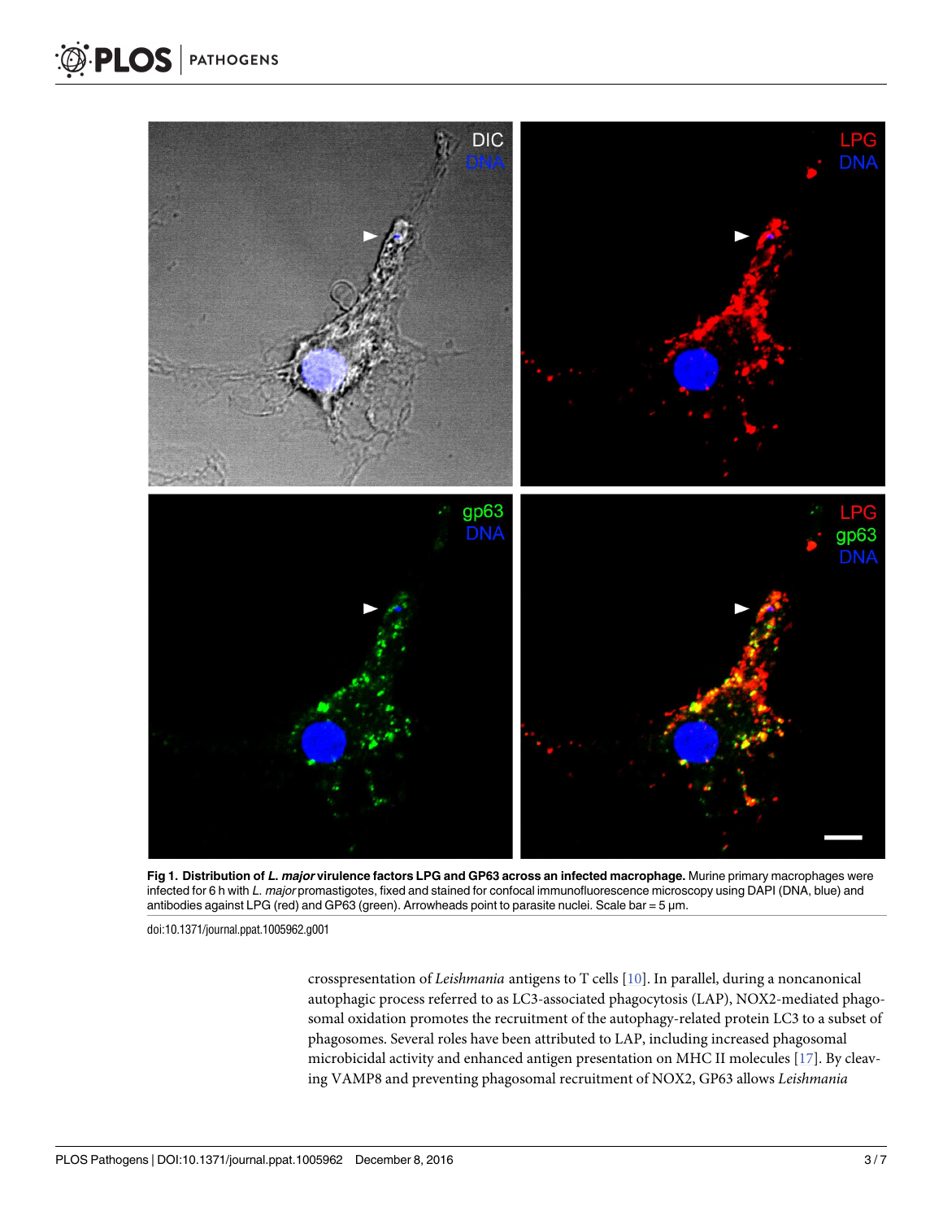**Fig 1. Distribution of *L. major* virulence factors LPG and GP63 across an infected macrophage.** Murine primary macrophages were infected for 6 h with *L. major* promastigotes, fixed and stained for confocal immunofluorescence microscopy using DAPI (DNA, blue) and antibodies against LPG (red) and GP63 (green). Arrowheads point to parasite nuclei. Scale bar = 5 μm.

doi:10.1371/journal.ppat.1005962.g001

crosspresentation of *Leishmania* antigens to T cells [10]. In parallel, during a noncanonical autophagic process referred to as LC3-associated phagocytosis (LAP), NOX2-mediated phagosomal oxidation promotes the recruitment of the autophagy-related protein LC3 to a subset of phagosomes. Several roles have been attributed to LAP, including increased phagosomal microbicidal activity and enhanced antigen presentation on MHC II molecules [17]. By cleaving VAMP8 and preventing phagosomal recruitment of NOX2, GP63 allows *Leishmania*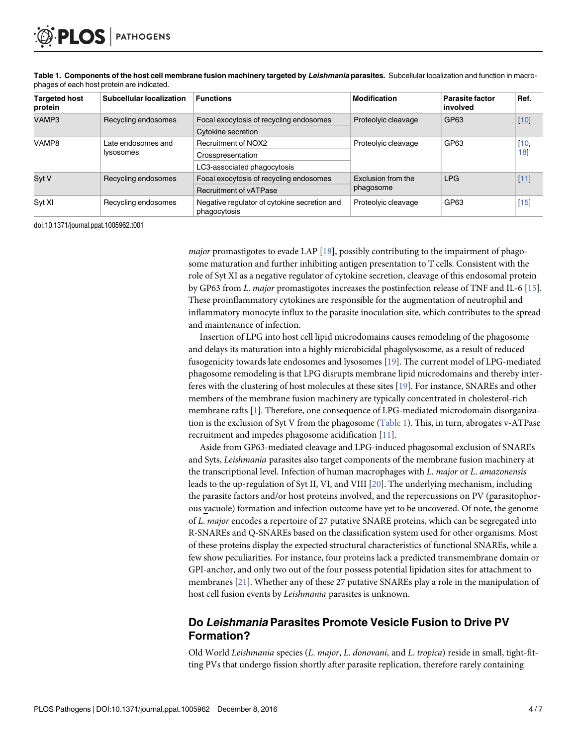**Table 1. Components of the host cell membrane fusion machinery targeted by *Leishmania* parasites.** Subcellular localization and function in macrophages of each host protein are indicated.

| Targeted host protein | Subcellular localization | Functions | Modification | Parasite factor involved | Ref. |
|---|---|---|---|---|---|
| VAMP3 | Recycling endosomes | Focal exocytosis of recycling endosomes | Proteolyic cleavage | GP63 | [10] |
| | | Cytokine secretion | | | |
| VAMP8 | Late endosomes and lysosomes | Recruitment of NOX2 | Proteolyic cleavage | GP63 | [10, 18] |
| | | Crosspresentation | | | |
| | | LC3-associated phagocytosis | | | |
| Syt V | Recycling endosomes | Focal exocytosis of recycling endosomes | Exclusion from the phagosome | LPG | [11] |
| | | Recruitment of vATPase | | | |
| Syt XI | Recycling endosomes | Negative regulator of cytokine secretion and phagocytosis | Proteolyic cleavage | GP63 | [15] |

doi:10.1371/journal.ppat.1005962.t001

*major* promastigotes to evade LAP [18], possibly contributing to the impairment of phagosome maturation and further inhibiting antigen presentation to T cells. Consistent with the role of Syt XI as a negative regulator of cytokine secretion, cleavage of this endosomal protein by GP63 from *L. major* promastigotes increases the postinfection release of TNF and IL-6 [15]. These proinflammatory cytokines are responsible for the augmentation of neutrophil and inflammatory monocyte influx to the parasite inoculation site, which contributes to the spread and maintenance of infection.

Insertion of LPG into host cell lipid microdomains causes remodeling of the phagosome and delays its maturation into a highly microbicidal phagolysosome, as a result of reduced fusogenicity towards late endosomes and lysosomes [19]. The current model of LPG-mediated phagosome remodeling is that LPG disrupts membrane lipid microdomains and thereby interferes with the clustering of host molecules at these sites [19]. For instance, SNAREs and other members of the membrane fusion machinery are typically concentrated in cholesterol-rich membrane rafts [1]. Therefore, one consequence of LPG-mediated microdomain disorganization is the exclusion of Syt V from the phagosome (Table 1). This, in turn, abrogates v-ATPase recruitment and impedes phagosome acidification [11].

Aside from GP63-mediated cleavage and LPG-induced phagosomal exclusion of SNAREs and Syts, *Leishmania* parasites also target components of the membrane fusion machinery at the transcriptional level. Infection of human macrophages with *L. major* or *L. amazonensis* leads to the up-regulation of Syt II, VI, and VIII [20]. The underlying mechanism, including the parasite factors and/or host proteins involved, and the repercussions on PV (parasitophorous vacuole) formation and infection outcome have yet to be uncovered. Of note, the genome of *L. major* encodes a repertoire of 27 putative SNARE proteins, which can be segregated into R-SNAREs and Q-SNAREs based on the classification system used for other organisms. Most of these proteins display the expected structural characteristics of functional SNAREs, while a few show peculiarities. For instance, four proteins lack a predicted transmembrane domain or GPI-anchor, and only two out of the four possess potential lipidation sites for attachment to membranes [21]. Whether any of these 27 putative SNAREs play a role in the manipulation of host cell fusion events by *Leishmania* parasites is unknown.

## Do *Leishmania* Parasites Promote Vesicle Fusion to Drive PV Formation?

Old World *Leishmania* species (*L. major*, *L. donovani*, and *L. tropica*) reside in small, tight-fitting PVs that undergo fission shortly after parasite replication, therefore rarely containing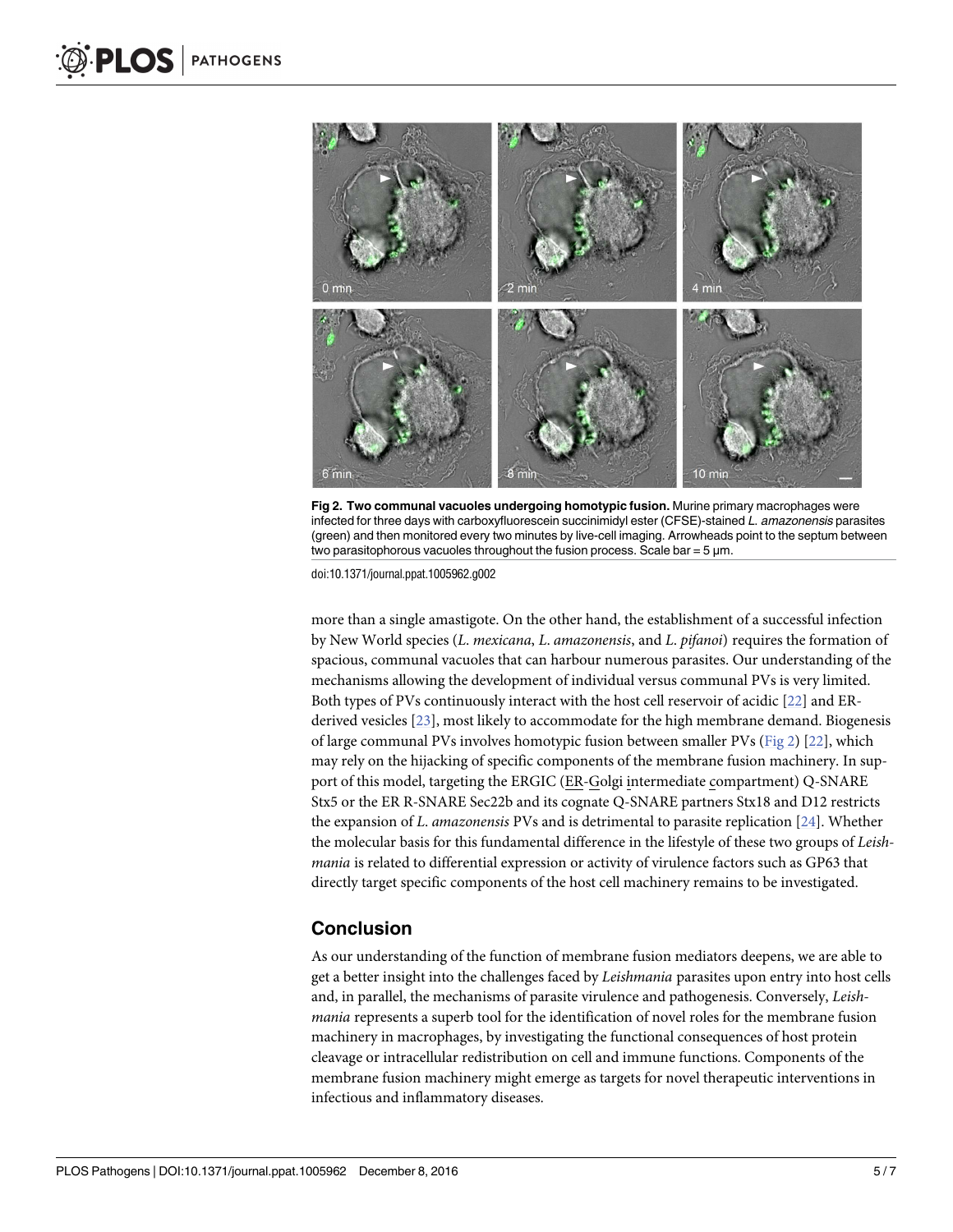**Fig 2. Two communal vacuoles undergoing homotypic fusion.** Murine primary macrophages were infected for three days with carboxyfluorescein succinimidyl ester (CFSE)-stained *L. amazonensis* parasites (green) and then monitored every two minutes by live-cell imaging. Arrowheads point to the septum between two parasitophorous vacuoles throughout the fusion process. Scale bar = 5 μm.

doi:10.1371/journal.ppat.1005962.g002

more than a single amastigote. On the other hand, the establishment of a successful infection by New World species (*L. mexicana*, *L. amazonensis*, and *L. pifanoi*) requires the formation of spacious, communal vacuoles that can harbour numerous parasites. Our understanding of the mechanisms allowing the development of individual versus communal PVs is very limited. Both types of PVs continuously interact with the host cell reservoir of acidic [22] and ER-derived vesicles [23], most likely to accommodate for the high membrane demand. Biogenesis of large communal PVs involves homotypic fusion between smaller PVs (Fig 2) [22], which may rely on the hijacking of specific components of the membrane fusion machinery. In support of this model, targeting the ERGIC (ER-Golgi intermediate compartment) Q-SNARE Stx5 or the ER R-SNARE Sec22b and its cognate Q-SNARE partners Stx18 and D12 restricts the expansion of *L. amazonensis* PVs and is detrimental to parasite replication [24]. Whether the molecular basis for this fundamental difference in the lifestyle of these two groups of *Leishmania* is related to differential expression or activity of virulence factors such as GP63 that directly target specific components of the host cell machinery remains to be investigated.

## Conclusion

As our understanding of the function of membrane fusion mediators deepens, we are able to get a better insight into the challenges faced by *Leishmania* parasites upon entry into host cells and, in parallel, the mechanisms of parasite virulence and pathogenesis. Conversely, *Leishmania* represents a superb tool for the identification of novel roles for the membrane fusion machinery in macrophages, by investigating the functional consequences of host protein cleavage or intracellular redistribution on cell and immune functions. Components of the membrane fusion machinery might emerge as targets for novel therapeutic interventions in infectious and inflammatory diseases.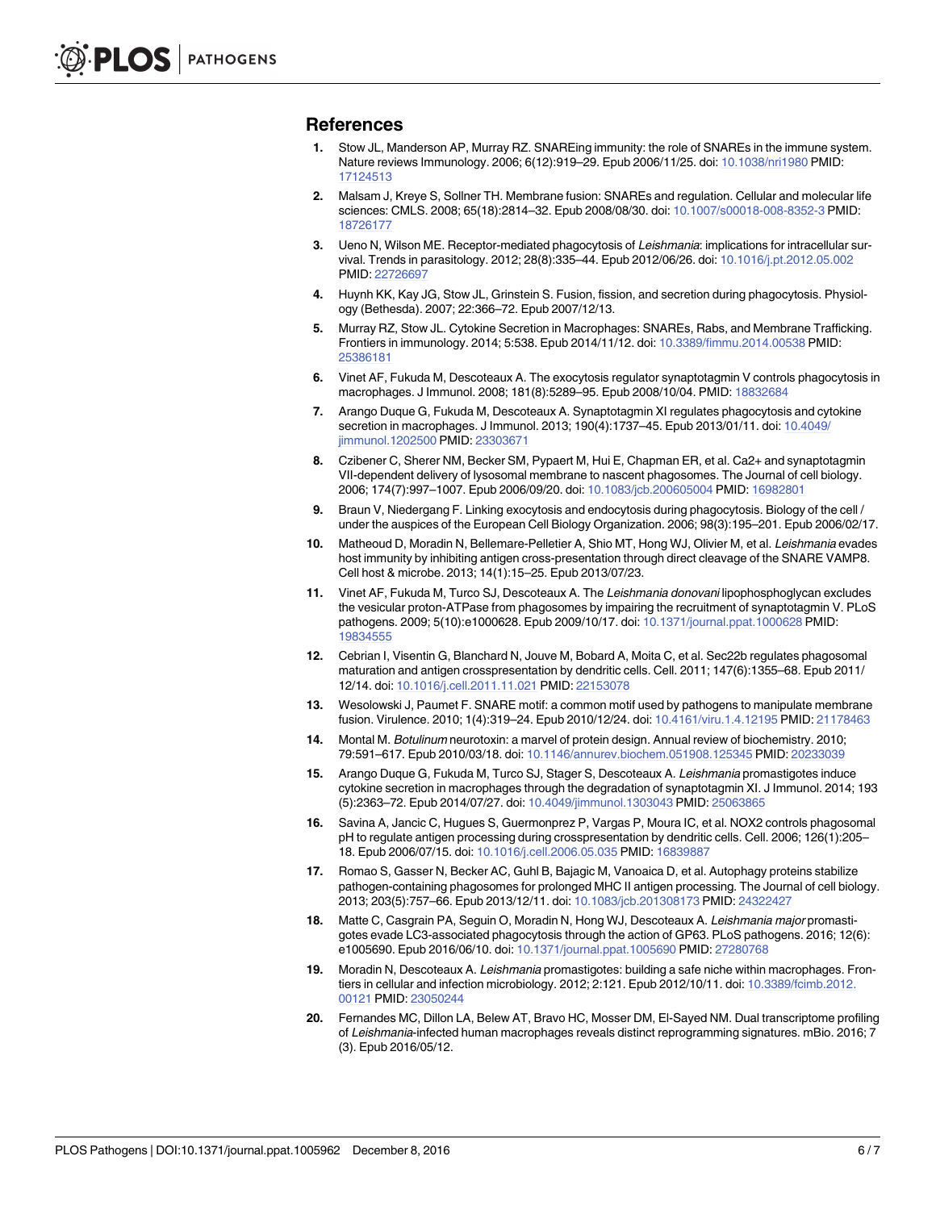## References

1. Stow JL, Manderson AP, Murray RZ. SNAREing immunity: the role of SNAREs in the immune system. Nature reviews Immunology. 2006; 6(12):919–29. Epub 2006/11/25. doi: 10.1038/nri1980 PMID: 17124513
2. Malsam J, Kreye S, Sollner TH. Membrane fusion: SNAREs and regulation. Cellular and molecular life sciences: CMLS. 2008; 65(18):2814–32. Epub 2008/08/30. doi: 10.1007/s00018-008-8352-3 PMID: 18726177
3. Ueno N, Wilson ME. Receptor-mediated phagocytosis of *Leishmania*: implications for intracellular survival. Trends in parasitology. 2012; 28(8):335–44. Epub 2012/06/26. doi: 10.1016/j.pt.2012.05.002 PMID: 22726697
4. Huynh KK, Kay JG, Stow JL, Grinstein S. Fusion, fission, and secretion during phagocytosis. Physiology (Bethesda). 2007; 22:366–72. Epub 2007/12/13.
5. Murray RZ, Stow JL. Cytokine Secretion in Macrophages: SNAREs, Rabs, and Membrane Trafficking. Frontiers in immunology. 2014; 5:538. Epub 2014/11/12. doi: 10.3389/fimmu.2014.00538 PMID: 25386181
6. Vinet AF, Fukuda M, Descoteaux A. The exocytosis regulator synaptotagmin V controls phagocytosis in macrophages. J Immunol. 2008; 181(8):5289–95. Epub 2008/10/04. PMID: 18832684
7. Arango Duque G, Fukuda M, Descoteaux A. Synaptotagmin XI regulates phagocytosis and cytokine secretion in macrophages. J Immunol. 2013; 190(4):1737–45. Epub 2013/01/11. doi: 10.4049/jimmunol.1202500 PMID: 23303671
8. Czibener C, Sherer NM, Becker SM, Pypaert M, Hui E, Chapman ER, et al. Ca2+ and synaptotagmin VII-dependent delivery of lysosomal membrane to nascent phagosomes. The Journal of cell biology. 2006; 174(7):997–1007. Epub 2006/09/20. doi: 10.1083/jcb.200605004 PMID: 16982801
9. Braun V, Niedergang F. Linking exocytosis and endocytosis during phagocytosis. Biology of the cell / under the auspices of the European Cell Biology Organization. 2006; 98(3):195–201. Epub 2006/02/17.
10. Matheoud D, Moradin N, Bellemare-Pelletier A, Shio MT, Hong WJ, Olivier M, et al. *Leishmania* evades host immunity by inhibiting antigen cross-presentation through direct cleavage of the SNARE VAMP8. Cell host & microbe. 2013; 14(1):15–25. Epub 2013/07/23.
11. Vinet AF, Fukuda M, Turco SJ, Descoteaux A. The *Leishmania donovani* lipophosphoglycan excludes the vesicular proton-ATPase from phagosomes by impairing the recruitment of synaptotagmin V. PLoS pathogens. 2009; 5(10):e1000628. Epub 2009/10/17. doi: 10.1371/journal.ppat.1000628 PMID: 19834555
12. Cebrian I, Visentin G, Blanchard N, Jouve M, Bobard A, Moita C, et al. Sec22b regulates phagosomal maturation and antigen crosspresentation by dendritic cells. Cell. 2011; 147(6):1355–68. Epub 2011/12/14. doi: 10.1016/j.cell.2011.11.021 PMID: 22153078
13. Wesolowski J, Paumet F. SNARE motif: a common motif used by pathogens to manipulate membrane fusion. Virulence. 2010; 1(4):319–24. Epub 2010/12/24. doi: 10.4161/viru.1.4.12195 PMID: 21178463
14. Montal M. *Botulinum* neurotoxin: a marvel of protein design. Annual review of biochemistry. 2010; 79:591–617. Epub 2010/03/18. doi: 10.1146/annurev.biochem.051908.125345 PMID: 20233039
15. Arango Duque G, Fukuda M, Turco SJ, Stager S, Descoteaux A. *Leishmania* promastigotes induce cytokine secretion in macrophages through the degradation of synaptotagmin XI. J Immunol. 2014; 193(5):2363–72. Epub 2014/07/27. doi: 10.4049/jimmunol.1303043 PMID: 25063865
16. Savina A, Jancic C, Hugues S, Guermonprez P, Vargas P, Moura IC, et al. NOX2 controls phagosomal pH to regulate antigen processing during crosspresentation by dendritic cells. Cell. 2006; 126(1):205–18. Epub 2006/07/15. doi: 10.1016/j.cell.2006.05.035 PMID: 16839887
17. Romao S, Gasser N, Becker AC, Guhl B, Bajagic M, Vanoaica D, et al. Autophagy proteins stabilize pathogen-containing phagosomes for prolonged MHC II antigen processing. The Journal of cell biology. 2013; 203(5):757–66. Epub 2013/12/11. doi: 10.1083/jcb.201308173 PMID: 24322427
18. Matte C, Casgrain PA, Seguin O, Moradin N, Hong WJ, Descoteaux A. *Leishmania major* promastigotes evade LC3-associated phagocytosis through the action of GP63. PLoS pathogens. 2016; 12(6):e1005690. Epub 2016/06/10. doi: 10.1371/journal.ppat.1005690 PMID: 27280768
19. Moradin N, Descoteaux A. *Leishmania* promastigotes: building a safe niche within macrophages. Frontiers in cellular and infection microbiology. 2012; 2:121. Epub 2012/10/11. doi: 10.3389/fcimb.2012.00121 PMID: 23050244
20. Fernandes MC, Dillon LA, Belew AT, Bravo HC, Mosser DM, El-Sayed NM. Dual transcriptome profiling of *Leishmania*-infected human macrophages reveals distinct reprogramming signatures. mBio. 2016; 7(3). Epub 2016/05/12.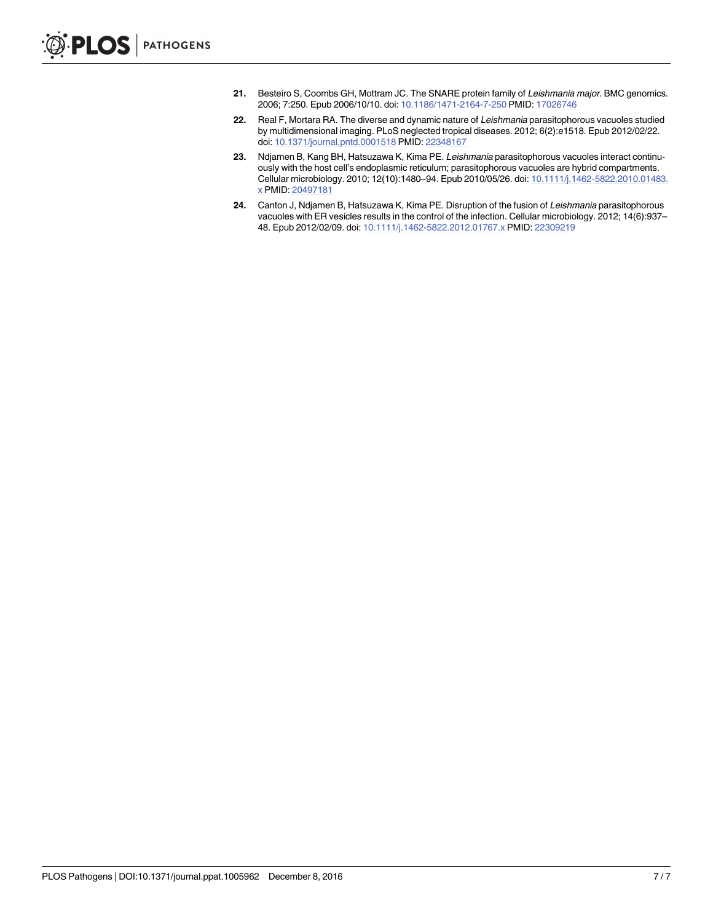21. Besteiro S, Coombs GH, Mottram JC. The SNARE protein family of *Leishmania major*. BMC genomics. 2006; 7:250. Epub 2006/10/10. doi: 10.1186/1471-2164-7-250 PMID: 17026746

22. Real F, Mortara RA. The diverse and dynamic nature of *Leishmania* parasitophorous vacuoles studied by multidimensional imaging. PLoS neglected tropical diseases. 2012; 6(2):e1518. Epub 2012/02/22. doi: 10.1371/journal.pntd.0001518 PMID: 22348167

23. Ndjamen B, Kang BH, Hatsuzawa K, Kima PE. *Leishmania* parasitophorous vacuoles interact continuously with the host cell's endoplasmic reticulum; parasitophorous vacuoles are hybrid compartments. Cellular microbiology. 2010; 12(10):1480–94. Epub 2010/05/26. doi: 10.1111/j.1462-5822.2010.01483.x PMID: 20497181

24. Canton J, Ndjamen B, Hatsuzawa K, Kima PE. Disruption of the fusion of *Leishmania* parasitophorous vacuoles with ER vesicles results in the control of the infection. Cellular microbiology. 2012; 14(6):937–48. Epub 2012/02/09. doi: 10.1111/j.1462-5822.2012.01767.x PMID: 22309219